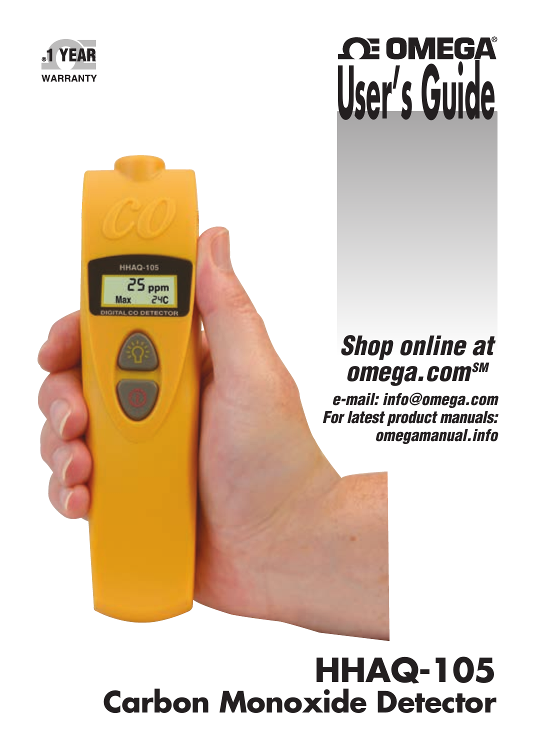1 YEAR WARRANTY

# OMEGA®

# User's Guide

***Shop online at omega.com℠***

***e-mail: info@omega.com***
***For latest product manuals: omegamanual.info***

# HHAQ-105

## Carbon Monoxide Detector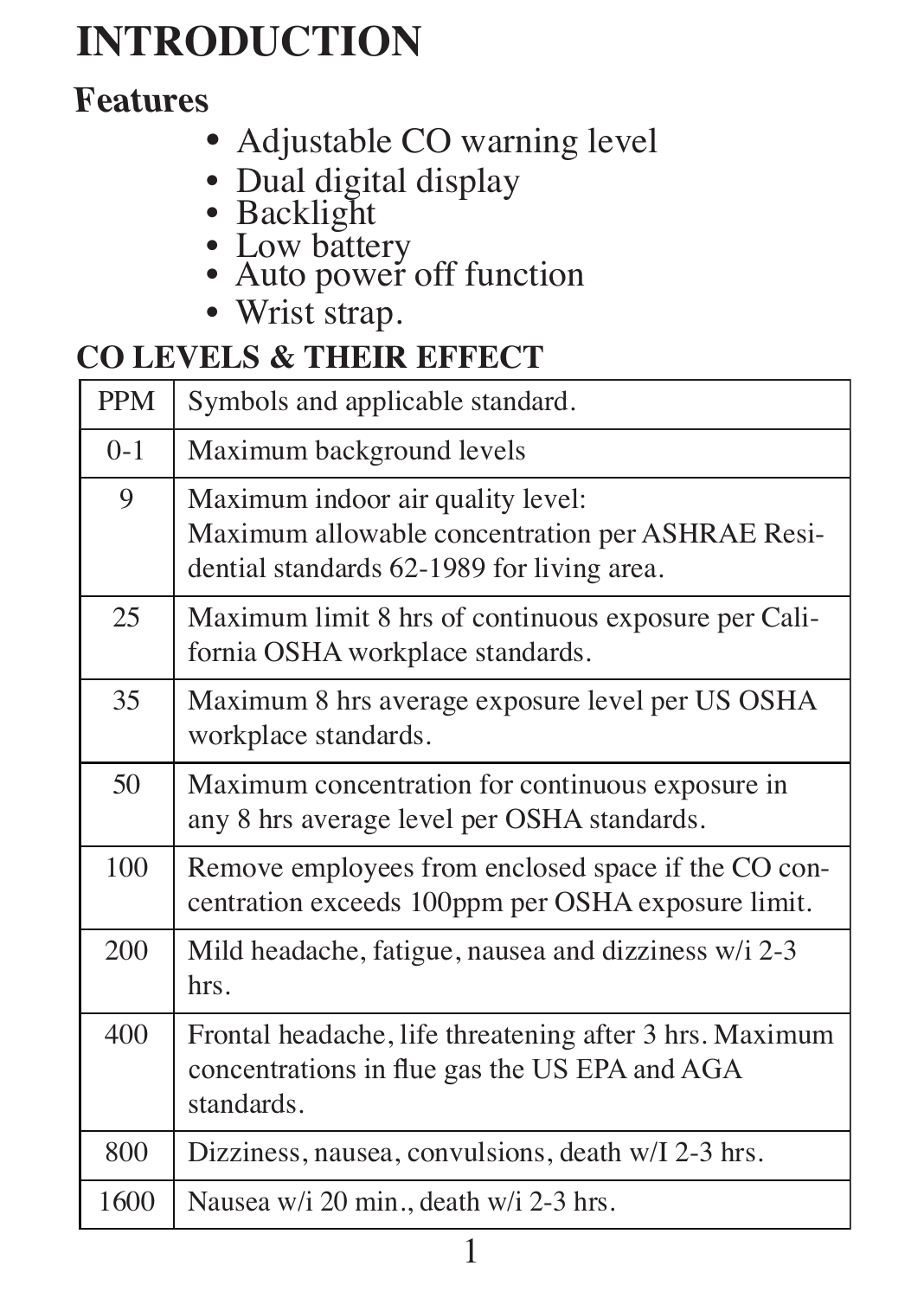# INTRODUCTION

## Features

- Adjustable CO warning level
- Dual digital display
- Backlight
- Low battery
- Auto power off function
- Wrist strap.

## CO LEVELS & THEIR EFFECT

| PPM | Symbols and applicable standard. |
|---|---|
| 0-1 | Maximum background levels |
| 9 | Maximum indoor air quality level: Maximum allowable concentration per ASHRAE Residential standards 62-1989 for living area. |
| 25 | Maximum limit 8 hrs of continuous exposure per California OSHA workplace standards. |
| 35 | Maximum 8 hrs average exposure level per US OSHA workplace standards. |
| 50 | Maximum concentration for continuous exposure in any 8 hrs average level per OSHA standards. |
| 100 | Remove employees from enclosed space if the CO concentration exceeds 100ppm per OSHA exposure limit. |
| 200 | Mild headache, fatigue, nausea and dizziness w/i 2-3 hrs. |
| 400 | Frontal headache, life threatening after 3 hrs. Maximum concentrations in flue gas the US EPA and AGA standards. |
| 800 | Dizziness, nausea, convulsions, death w/I 2-3 hrs. |
| 1600 | Nausea w/i 20 min., death w/i 2-3 hrs. |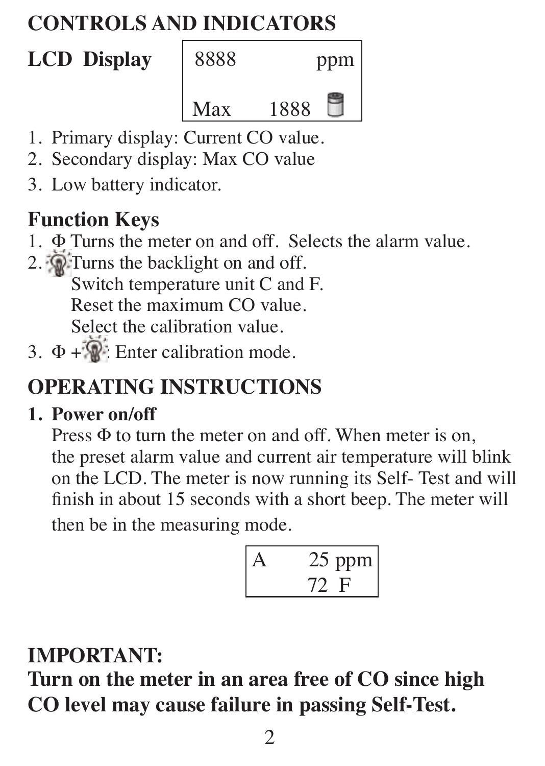# CONTROLS AND INDICATORS

## LCD Display

```
8888          ppm

Max     1888  [battery]
```

1. Primary display: Current CO value.
2. Secondary display: Max CO value
3. Low battery indicator.

## Function Keys

1. Φ Turns the meter on and off. Selects the alarm value.
2. [backlight key] Turns the backlight on and off.
   Switch temperature unit C and F.
   Reset the maximum CO value.
   Select the calibration value.
3. Φ + [backlight key]: Enter calibration mode.

# OPERATING INSTRUCTIONS

### 1. Power on/off

Press Φ to turn the meter on and off. When meter is on, the preset alarm value and current air temperature will blink on the LCD. The meter is now running its Self- Test and will finish in about 15 seconds with a short beep. The meter will then be in the measuring mode.

```
A       25 ppm
        72  F
```

**IMPORTANT:**
**Turn on the meter in an area free of CO since high CO level may cause failure in passing Self-Test.**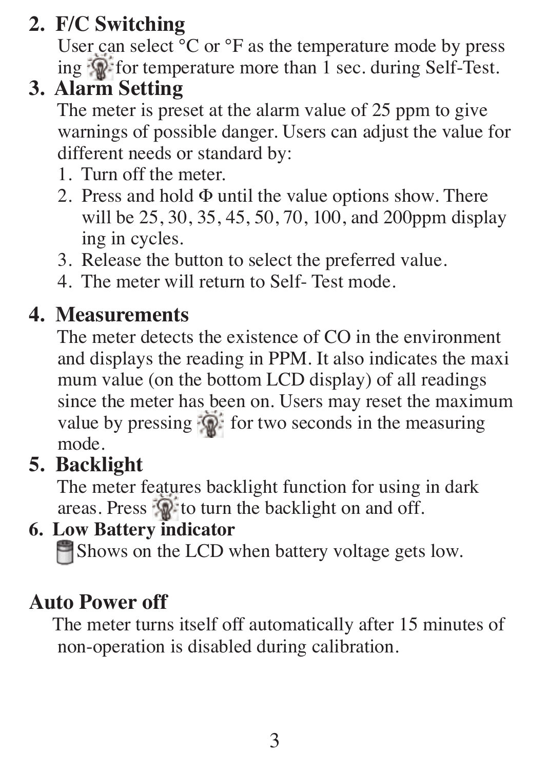## 2. F/C Switching

User can select °C or °F as the temperature mode by pressing 💡 for temperature more than 1 sec. during Self-Test.

## 3. Alarm Setting

The meter is preset at the alarm value of 25 ppm to give warnings of possible danger. Users can adjust the value for different needs or standard by:

1. Turn off the meter.
2. Press and hold Φ until the value options show. There will be 25, 30, 35, 45, 50, 70, 100, and 200ppm displaying in cycles.
3. Release the button to select the preferred value.
4. The meter will return to Self- Test mode.

## 4. Measurements

The meter detects the existence of CO in the environment and displays the reading in PPM. It also indicates the maximum value (on the bottom LCD display) of all readings since the meter has been on. Users may reset the maximum value by pressing 💡 for two seconds in the measuring mode.

## 5. Backlight

The meter features backlight function for using in dark areas. Press 💡 to turn the backlight on and off.

## 6. Low Battery indicator

🔋 Shows on the LCD when battery voltage gets low.

## Auto Power off

The meter turns itself off automatically after 15 minutes of non-operation is disabled during calibration.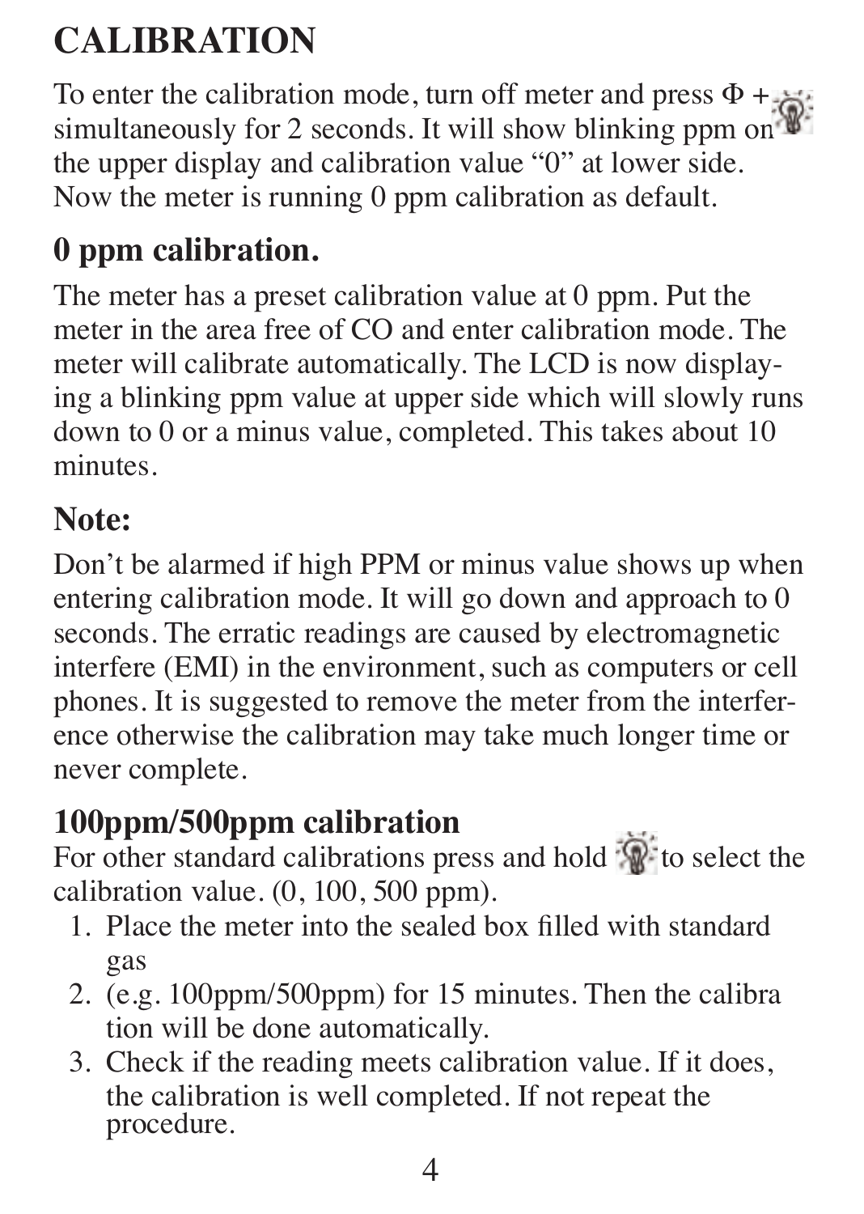# CALIBRATION

To enter the calibration mode, turn off meter and press Φ + 💡 simultaneously for 2 seconds. It will show blinking ppm on the upper display and calibration value "0" at lower side. Now the meter is running 0 ppm calibration as default.

## 0 ppm calibration.

The meter has a preset calibration value at 0 ppm. Put the meter in the area free of CO and enter calibration mode. The meter will calibrate automatically. The LCD is now displaying a blinking ppm value at upper side which will slowly runs down to 0 or a minus value, completed. This takes about 10 minutes.

## Note:

Don't be alarmed if high PPM or minus value shows up when entering calibration mode. It will go down and approach to 0 seconds. The erratic readings are caused by electromagnetic interfere (EMI) in the environment, such as computers or cell phones. It is suggested to remove the meter from the interference otherwise the calibration may take much longer time or never complete.

## 100ppm/500ppm calibration

For other standard calibrations press and hold 💡 to select the calibration value. (0, 100, 500 ppm).

1. Place the meter into the sealed box filled with standard gas
2. (e.g. 100ppm/500ppm) for 15 minutes. Then the calibra tion will be done automatically.
3. Check if the reading meets calibration value. If it does, the calibration is well completed. If not repeat the procedure.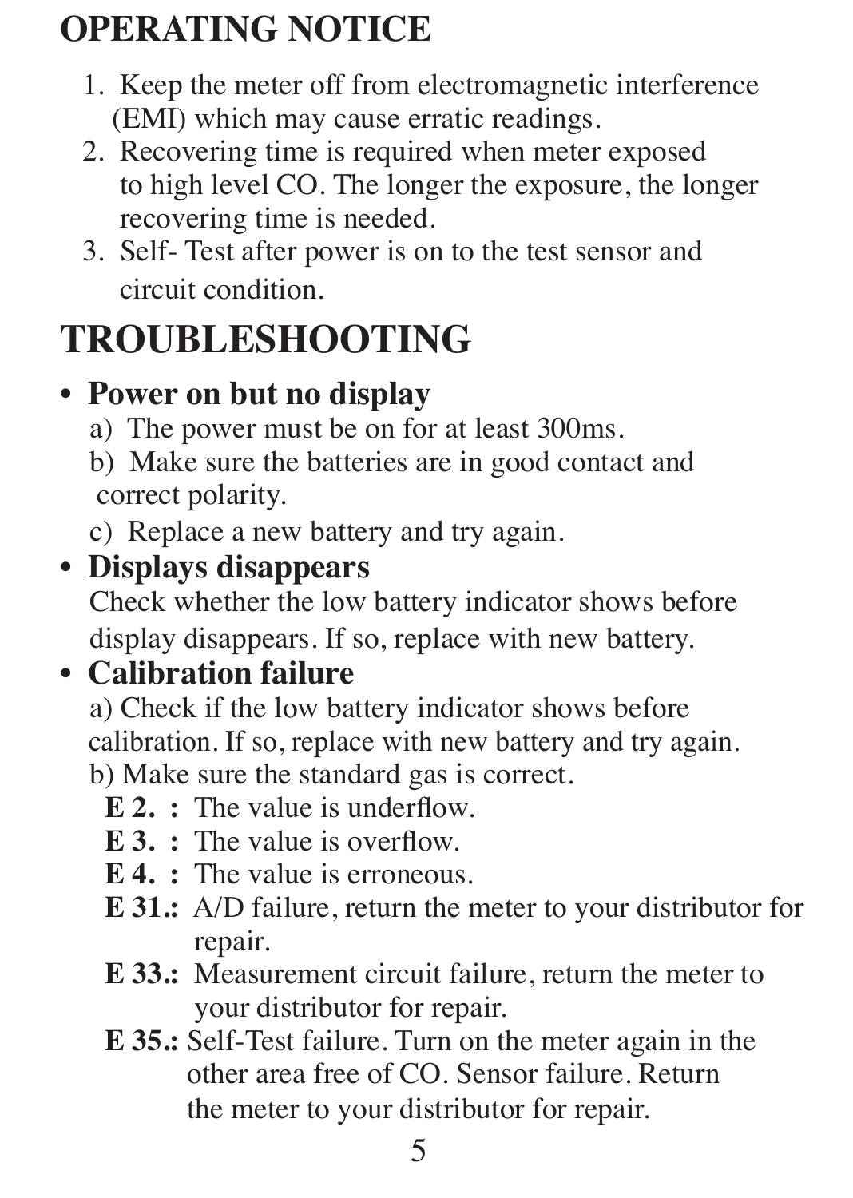# OPERATING NOTICE

1. Keep the meter off from electromagnetic interference (EMI) which may cause erratic readings.
2. Recovering time is required when meter exposed to high level CO. The longer the exposure, the longer recovering time is needed.
3. Self- Test after power is on to the test sensor and circuit condition.

# TROUBLESHOOTING

- **Power on but no display**
  a) The power must be on for at least 300ms.
  b) Make sure the batteries are in good contact and correct polarity.
  c) Replace a new battery and try again.
- **Displays disappears**
  Check whether the low battery indicator shows before display disappears. If so, replace with new battery.
- **Calibration failure**
  a) Check if the low battery indicator shows before calibration. If so, replace with new battery and try again.
  b) Make sure the standard gas is correct.
  **E 2. :** The value is underflow.
  **E 3. :** The value is overflow.
  **E 4. :** The value is erroneous.
  **E 31.:** A/D failure, return the meter to your distributor for repair.
  **E 33.:** Measurement circuit failure, return the meter to your distributor for repair.
  **E 35.:** Self-Test failure. Turn on the meter again in the other area free of CO. Sensor failure. Return the meter to your distributor for repair.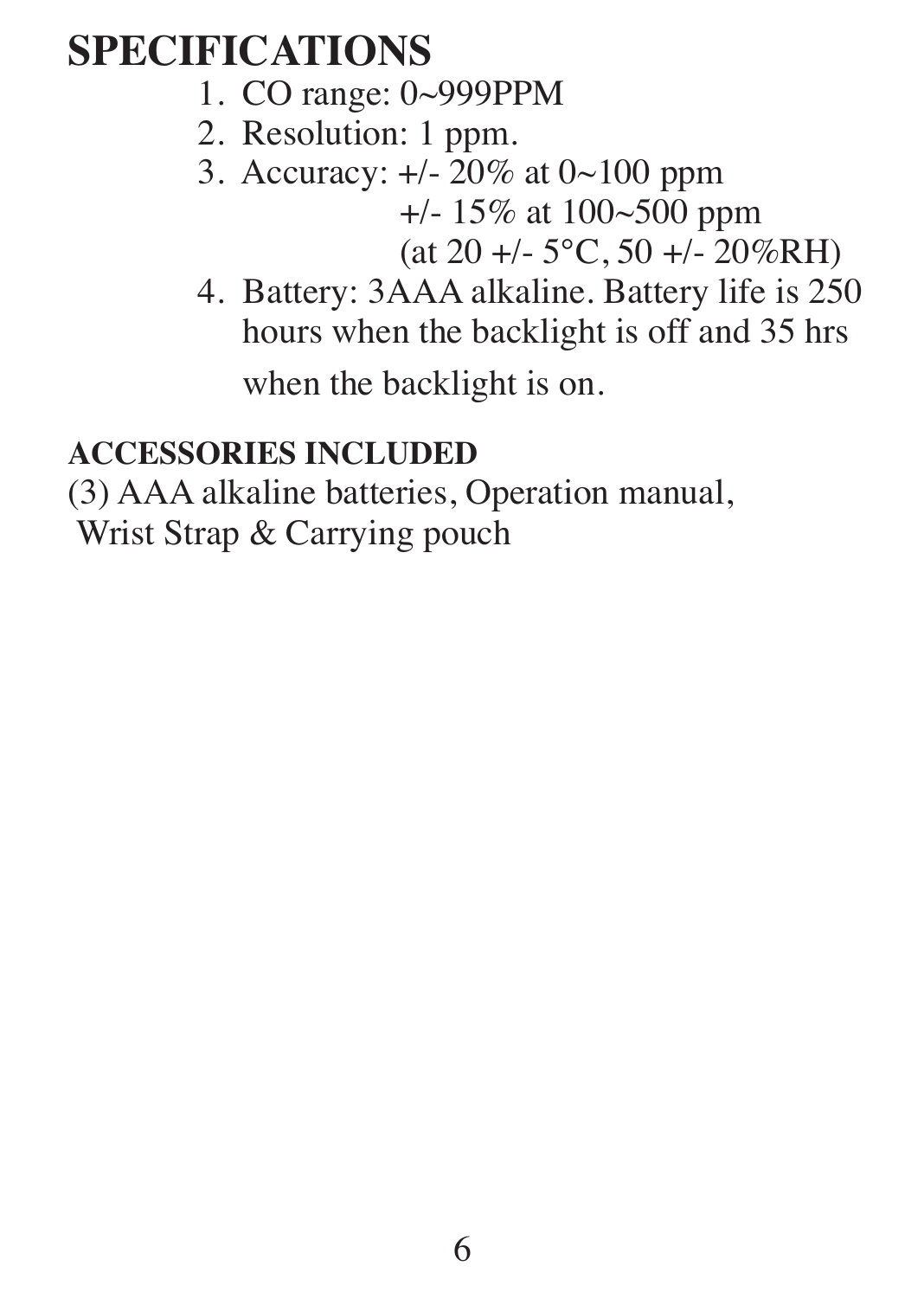# SPECIFICATIONS

1. CO range: 0~999PPM
2. Resolution: 1 ppm.
3. Accuracy: +/- 20% at 0~100 ppm
   +/- 15% at 100~500 ppm
   (at 20 +/- 5°C, 50 +/- 20%RH)
4. Battery: 3AAA alkaline. Battery life is 250 hours when the backlight is off and 35 hrs when the backlight is on.

### ACCESSORIES INCLUDED

(3) AAA alkaline batteries, Operation manual, Wrist Strap & Carrying pouch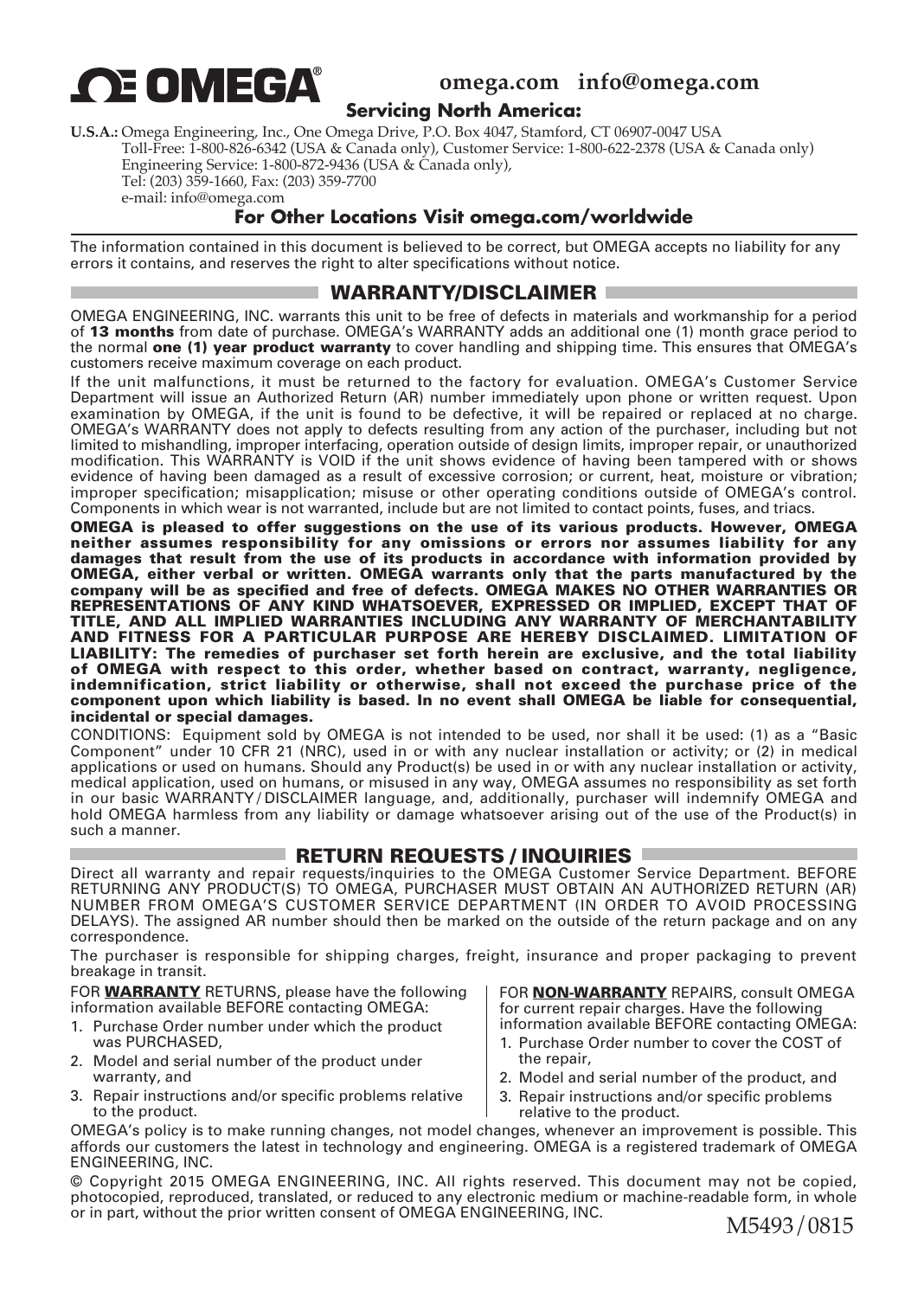# OMEGA®

**omega.com info@omega.com**

### Servicing North America:

**U.S.A.:** Omega Engineering, Inc., One Omega Drive, P.O. Box 4047, Stamford, CT 06907-0047 USA
Toll-Free: 1-800-826-6342 (USA & Canada only), Customer Service: 1-800-622-2378 (USA & Canada only)
Engineering Service: 1-800-872-9436 (USA & Canada only),
Tel: (203) 359-1660, Fax: (203) 359-7700
e-mail: info@omega.com

### For Other Locations Visit omega.com/worldwide

The information contained in this document is believed to be correct, but OMEGA accepts no liability for any errors it contains, and reserves the right to alter specifications without notice.

## WARRANTY/DISCLAIMER

OMEGA ENGINEERING, INC. warrants this unit to be free of defects in materials and workmanship for a period of **13 months** from date of purchase. OMEGA's WARRANTY adds an additional one (1) month grace period to the normal **one (1) year product warranty** to cover handling and shipping time. This ensures that OMEGA's customers receive maximum coverage on each product.

If the unit malfunctions, it must be returned to the factory for evaluation. OMEGA's Customer Service Department will issue an Authorized Return (AR) number immediately upon phone or written request. Upon examination by OMEGA, if the unit is found to be defective, it will be repaired or replaced at no charge. OMEGA's WARRANTY does not apply to defects resulting from any action of the purchaser, including but not limited to mishandling, improper interfacing, operation outside of design limits, improper repair, or unauthorized modification. This WARRANTY is VOID if the unit shows evidence of having been tampered with or shows evidence of having been damaged as a result of excessive corrosion; or current, heat, moisture or vibration; improper specification; misapplication; misuse or other operating conditions outside of OMEGA's control. Components in which wear is not warranted, include but are not limited to contact points, fuses, and triacs.

**OMEGA is pleased to offer suggestions on the use of its various products. However, OMEGA neither assumes responsibility for any omissions or errors nor assumes liability for any damages that result from the use of its products in accordance with information provided by OMEGA, either verbal or written. OMEGA warrants only that the parts manufactured by the company will be as specified and free of defects. OMEGA MAKES NO OTHER WARRANTIES OR REPRESENTATIONS OF ANY KIND WHATSOEVER, EXPRESSED OR IMPLIED, EXCEPT THAT OF TITLE, AND ALL IMPLIED WARRANTIES INCLUDING ANY WARRANTY OF MERCHANTABILITY AND FITNESS FOR A PARTICULAR PURPOSE ARE HEREBY DISCLAIMED. LIMITATION OF LIABILITY: The remedies of purchaser set forth herein are exclusive, and the total liability of OMEGA with respect to this order, whether based on contract, warranty, negligence, indemnification, strict liability or otherwise, shall not exceed the purchase price of the component upon which liability is based. In no event shall OMEGA be liable for consequential, incidental or special damages.**

CONDITIONS: Equipment sold by OMEGA is not intended to be used, nor shall it be used: (1) as a "Basic Component" under 10 CFR 21 (NRC), used in or with any nuclear installation or activity; or (2) in medical applications or used on humans. Should any Product(s) be used in or with any nuclear installation or activity, medical application, used on humans, or misused in any way, OMEGA assumes no responsibility as set forth in our basic WARRANTY/DISCLAIMER language, and, additionally, purchaser will indemnify OMEGA and hold OMEGA harmless from any liability or damage whatsoever arising out of the use of the Product(s) in such a manner.

## RETURN REQUESTS / INQUIRIES

Direct all warranty and repair requests/inquiries to the OMEGA Customer Service Department. BEFORE RETURNING ANY PRODUCT(S) TO OMEGA, PURCHASER MUST OBTAIN AN AUTHORIZED RETURN (AR) NUMBER FROM OMEGA'S CUSTOMER SERVICE DEPARTMENT (IN ORDER TO AVOID PROCESSING DELAYS). The assigned AR number should then be marked on the outside of the return package and on any correspondence.

The purchaser is responsible for shipping charges, freight, insurance and proper packaging to prevent breakage in transit.

FOR **WARRANTY** RETURNS, please have the following information available BEFORE contacting OMEGA:

1. Purchase Order number under which the product was PURCHASED,
2. Model and serial number of the product under warranty, and
3. Repair instructions and/or specific problems relative to the product.

FOR **NON-WARRANTY** REPAIRS, consult OMEGA for current repair charges. Have the following information available BEFORE contacting OMEGA:

1. Purchase Order number to cover the COST of the repair,
2. Model and serial number of the product, and
3. Repair instructions and/or specific problems relative to the product.

OMEGA's policy is to make running changes, not model changes, whenever an improvement is possible. This affords our customers the latest in technology and engineering. OMEGA is a registered trademark of OMEGA ENGINEERING, INC.

© Copyright 2015 OMEGA ENGINEERING, INC. All rights reserved. This document may not be copied, photocopied, reproduced, translated, or reduced to any electronic medium or machine-readable form, in whole or in part, without the prior written consent of OMEGA ENGINEERING, INC.

M5493/0815